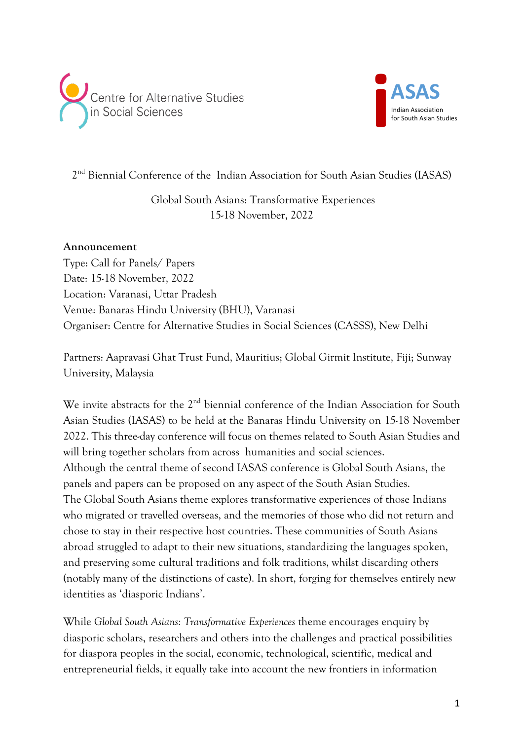Centre for Alternative Studies in Social Sciences

ASAS Indian Association for South Asian Studies

2nd Biennial Conference of the Indian Association for South Asian Studies (IASAS)

Global South Asians: Transformative Experiences
15-18 November, 2022

**Announcement**
Type: Call for Panels/ Papers
Date: 15-18 November, 2022
Location: Varanasi, Uttar Pradesh
Venue: Banaras Hindu University (BHU), Varanasi
Organiser: Centre for Alternative Studies in Social Sciences (CASSS), New Delhi

Partners: Aapravasi Ghat Trust Fund, Mauritius; Global Girmit Institute, Fiji; Sunway University, Malaysia

We invite abstracts for the 2nd biennial conference of the Indian Association for South Asian Studies (IASAS) to be held at the Banaras Hindu University on 15-18 November 2022. This three-day conference will focus on themes related to South Asian Studies and will bring together scholars from across humanities and social sciences.
Although the central theme of second IASAS conference is Global South Asians, the panels and papers can be proposed on any aspect of the South Asian Studies.
The Global South Asians theme explores transformative experiences of those Indians who migrated or travelled overseas, and the memories of those who did not return and chose to stay in their respective host countries. These communities of South Asians abroad struggled to adapt to their new situations, standardizing the languages spoken, and preserving some cultural traditions and folk traditions, whilst discarding others (notably many of the distinctions of caste). In short, forging for themselves entirely new identities as 'diasporic Indians'.

While *Global South Asians: Transformative Experiences* theme encourages enquiry by diasporic scholars, researchers and others into the challenges and practical possibilities for diaspora peoples in the social, economic, technological, scientific, medical and entrepreneurial fields, it equally take into account the new frontiers in information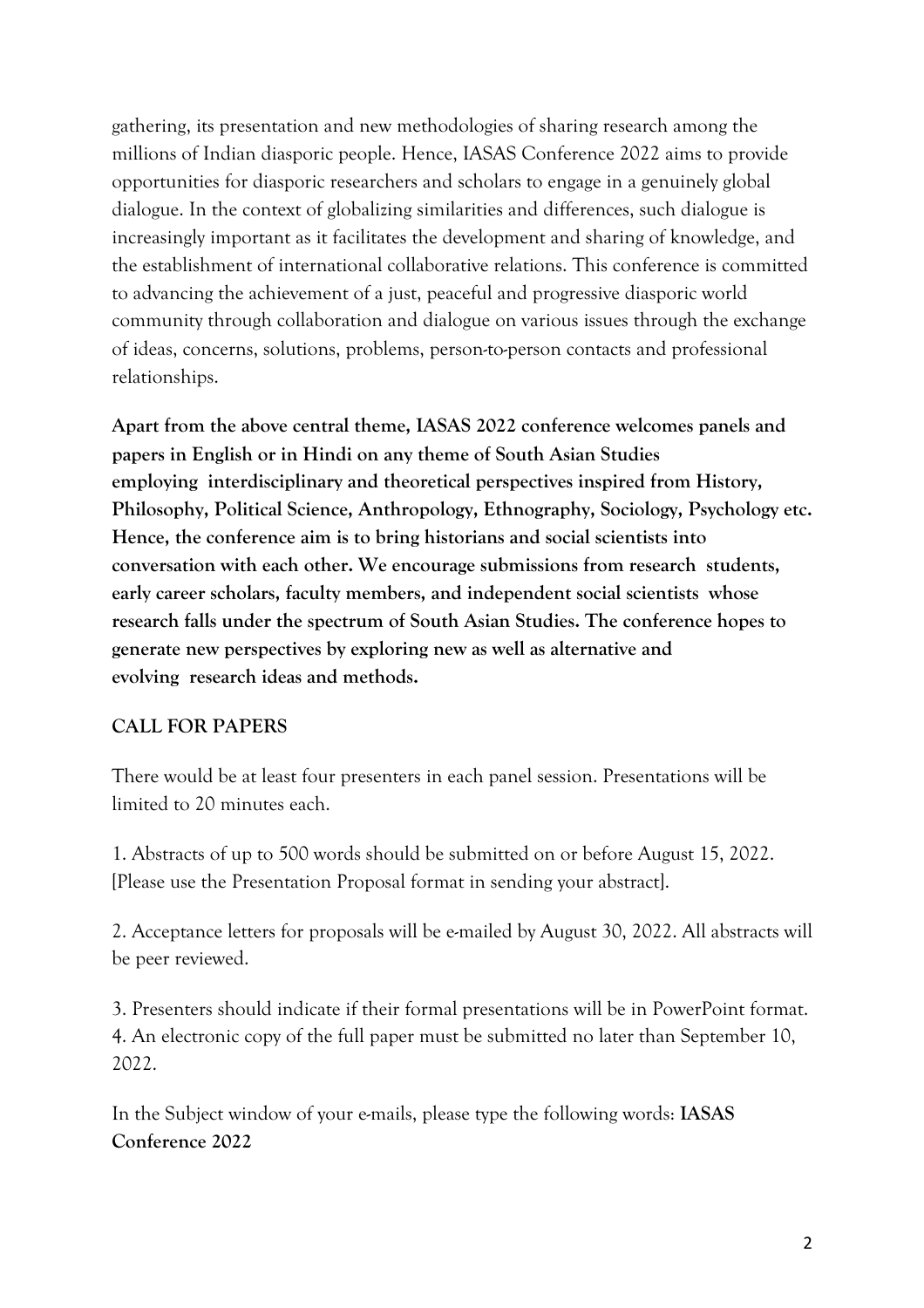gathering, its presentation and new methodologies of sharing research among the millions of Indian diasporic people. Hence, IASAS Conference 2022 aims to provide opportunities for diasporic researchers and scholars to engage in a genuinely global dialogue. In the context of globalizing similarities and differences, such dialogue is increasingly important as it facilitates the development and sharing of knowledge, and the establishment of international collaborative relations. This conference is committed to advancing the achievement of a just, peaceful and progressive diasporic world community through collaboration and dialogue on various issues through the exchange of ideas, concerns, solutions, problems, person-to-person contacts and professional relationships.

**Apart from the above central theme, IASAS 2022 conference welcomes panels and papers in English or in Hindi on any theme of South Asian Studies employing interdisciplinary and theoretical perspectives inspired from History, Philosophy, Political Science, Anthropology, Ethnography, Sociology, Psychology etc. Hence, the conference aim is to bring historians and social scientists into conversation with each other. We encourage submissions from research students, early career scholars, faculty members, and independent social scientists whose research falls under the spectrum of South Asian Studies. The conference hopes to generate new perspectives by exploring new as well as alternative and evolving research ideas and methods.**

## CALL FOR PAPERS

There would be at least four presenters in each panel session. Presentations will be limited to 20 minutes each.

1. Abstracts of up to 500 words should be submitted on or before August 15, 2022. [Please use the Presentation Proposal format in sending your abstract].

2. Acceptance letters for proposals will be e-mailed by August 30, 2022. All abstracts will be peer reviewed.

3. Presenters should indicate if their formal presentations will be in PowerPoint format.
4. An electronic copy of the full paper must be submitted no later than September 10, 2022.

In the Subject window of your e-mails, please type the following words: **IASAS Conference 2022**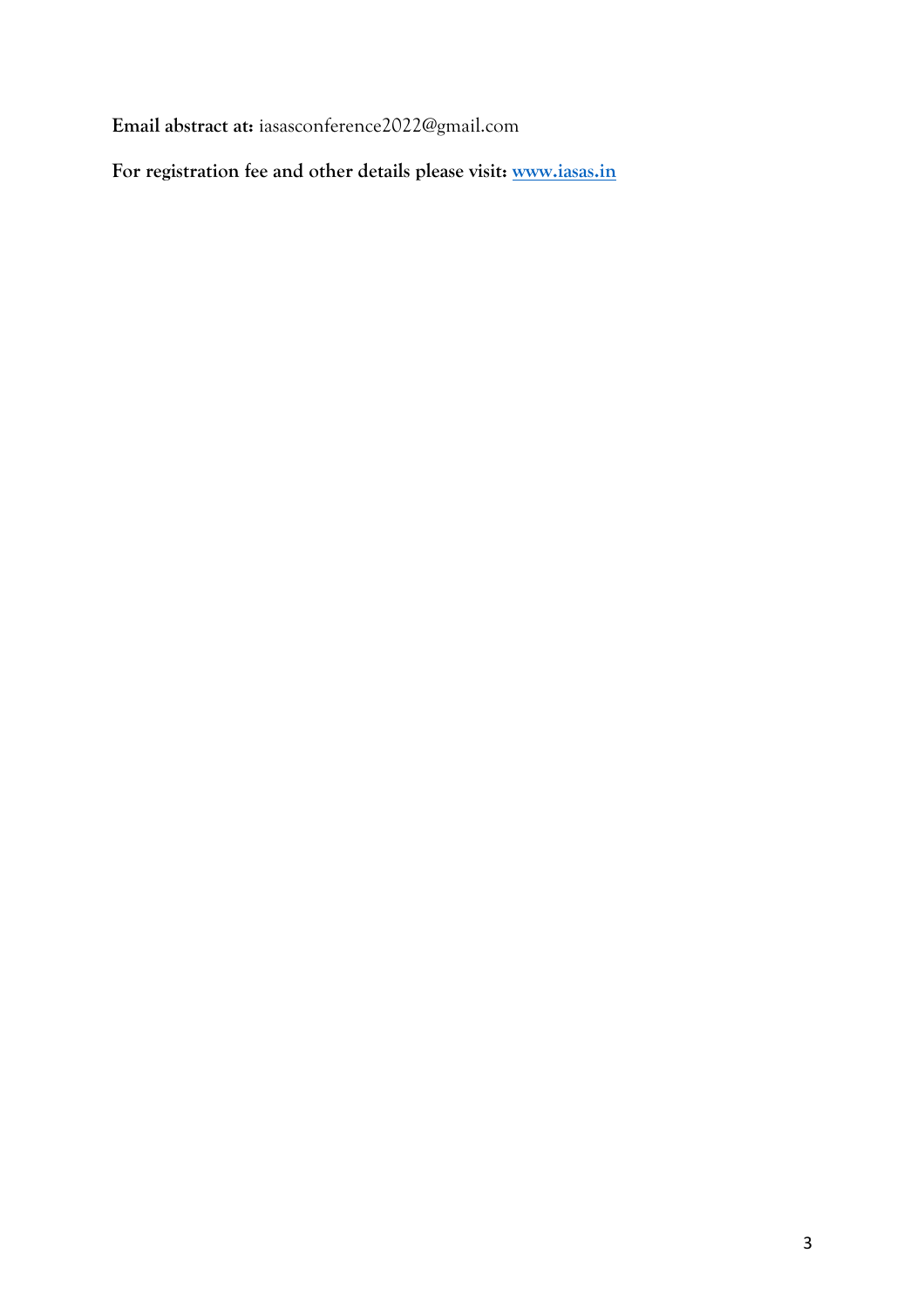**Email abstract at:** iasasconference2022@gmail.com

**For registration fee and other details please visit:** [www.iasas.in](http://www.iasas.in)